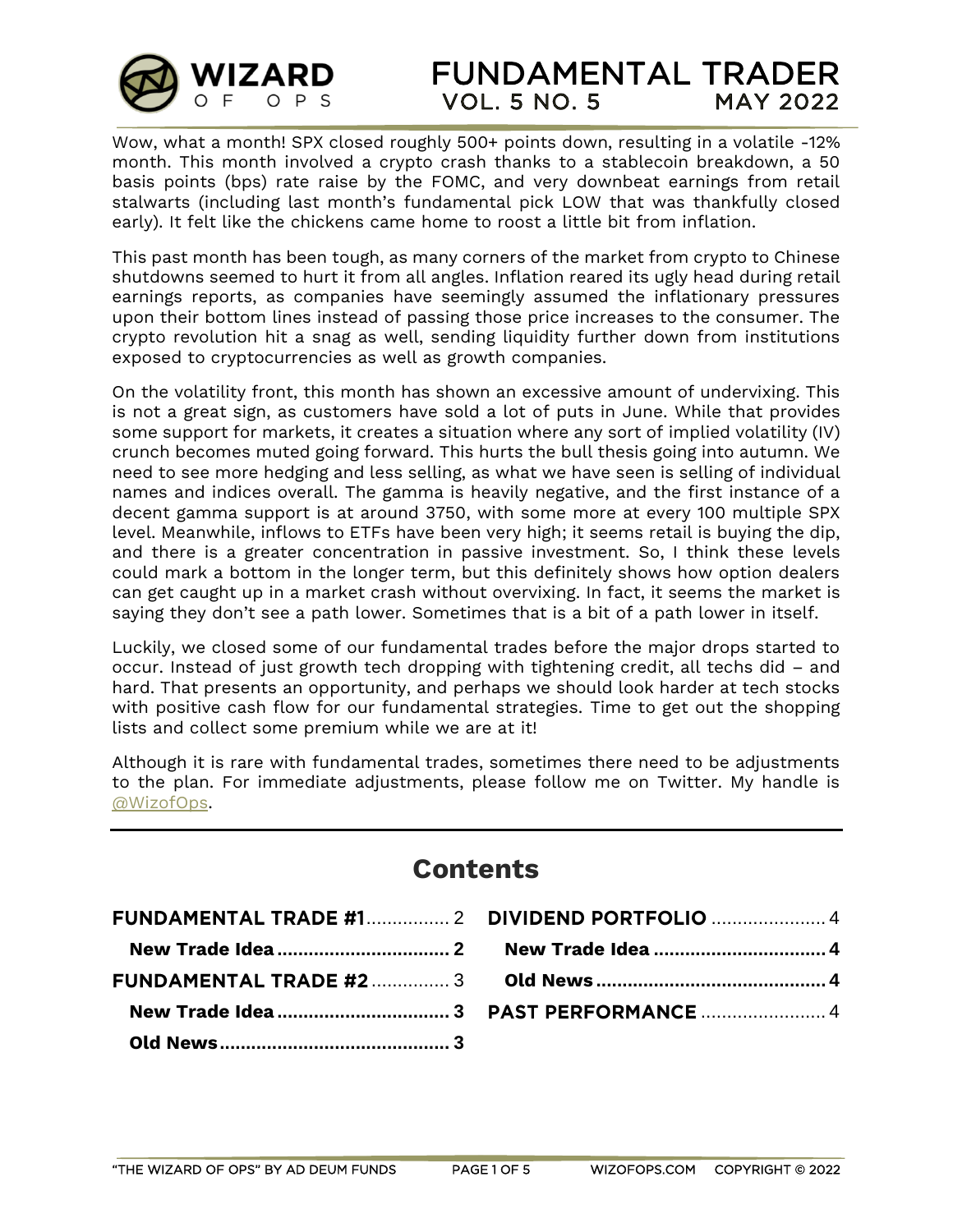# WIZARD OF OPS — FUNDAMENTAL TRADER

## VOL. 5 NO. 5 — MAY 2022

Wow, what a month! SPX closed roughly 500+ points down, resulting in a volatile -12% month. This month involved a crypto crash thanks to a stablecoin breakdown, a 50 basis points (bps) rate raise by the FOMC, and very downbeat earnings from retail stalwarts (including last month's fundamental pick LOW that was thankfully closed early). It felt like the chickens came home to roost a little bit from inflation.

This past month has been tough, as many corners of the market from crypto to Chinese shutdowns seemed to hurt it from all angles. Inflation reared its ugly head during retail earnings reports, as companies have seemingly assumed the inflationary pressures upon their bottom lines instead of passing those price increases to the consumer. The crypto revolution hit a snag as well, sending liquidity further down from institutions exposed to cryptocurrencies as well as growth companies.

On the volatility front, this month has shown an excessive amount of undervixing. This is not a great sign, as customers have sold a lot of puts in June. While that provides some support for markets, it creates a situation where any sort of implied volatility (IV) crunch becomes muted going forward. This hurts the bull thesis going into autumn. We need to see more hedging and less selling, as what we have seen is selling of individual names and indices overall. The gamma is heavily negative, and the first instance of a decent gamma support is at around 3750, with some more at every 100 multiple SPX level. Meanwhile, inflows to ETFs have been very high; it seems retail is buying the dip, and there is a greater concentration in passive investment. So, I think these levels could mark a bottom in the longer term, but this definitely shows how option dealers can get caught up in a market crash without overvixing. In fact, it seems the market is saying they don't see a path lower. Sometimes that is a bit of a path lower in itself.

Luckily, we closed some of our fundamental trades before the major drops started to occur. Instead of just growth tech dropping with tightening credit, all techs did – and hard. That presents an opportunity, and perhaps we should look harder at tech stocks with positive cash flow for our fundamental strategies. Time to get out the shopping lists and collect some premium while we are at it!

Although it is rare with fundamental trades, sometimes there need to be adjustments to the plan. For immediate adjustments, please follow me on Twitter. My handle is @WizofOps.

---

## Contents

- **FUNDAMENTAL TRADE #1** ................ 2
  - **New Trade Idea** ................ 2
- **FUNDAMENTAL TRADE #2** ................ 3
  - **New Trade Idea** ................ 3
  - **Old News** ................ 3
- **DIVIDEND PORTFOLIO** ................ 4
  - **New Trade Idea** ................ 4
  - **Old News** ................ 4
- **PAST PERFORMANCE** ................ 4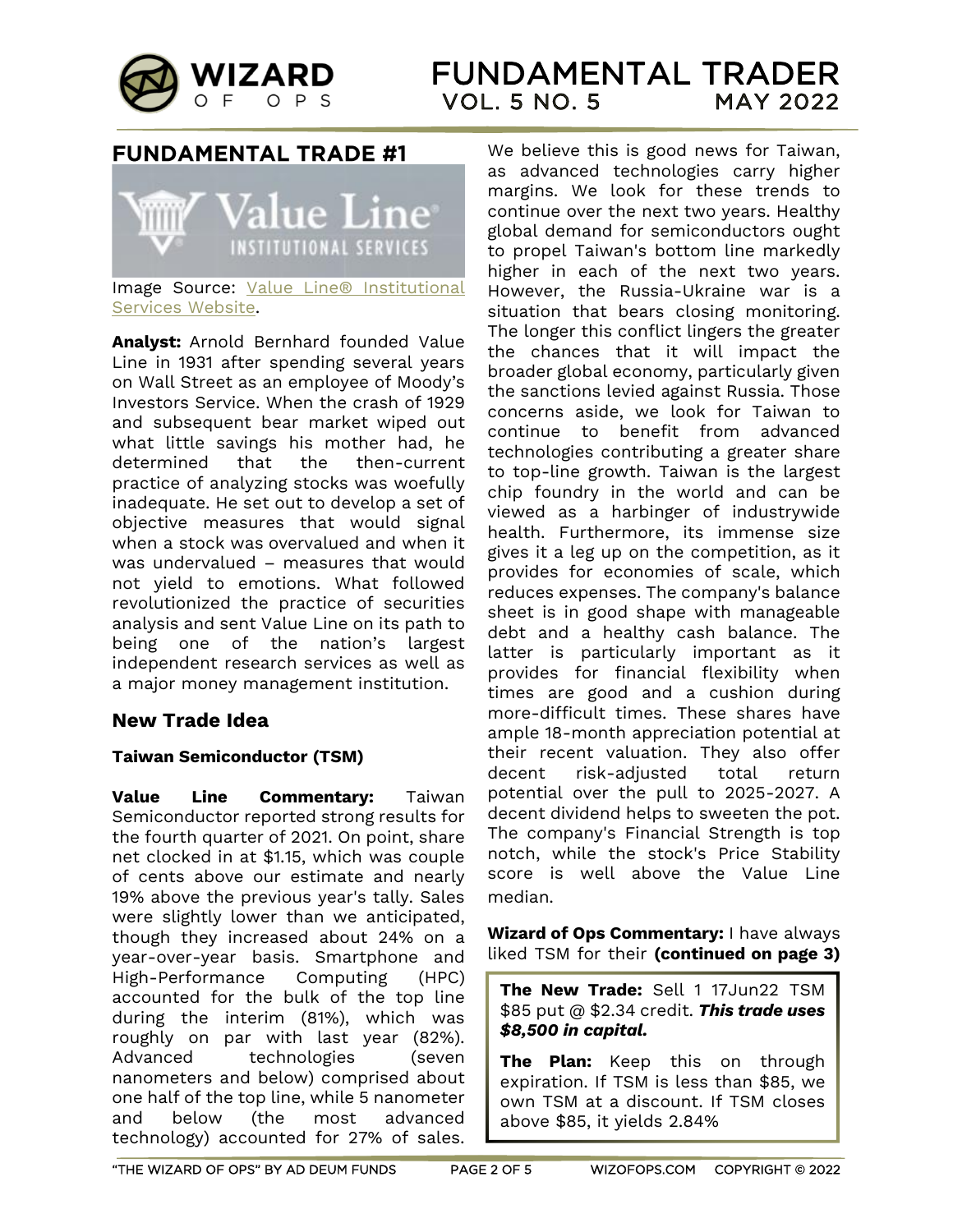## FUNDAMENTAL TRADE #1

Image Source: Value Line® Institutional Services Website.

**Analyst:** Arnold Bernhard founded Value Line in 1931 after spending several years on Wall Street as an employee of Moody's Investors Service. When the crash of 1929 and subsequent bear market wiped out what little savings his mother had, he determined that the then-current practice of analyzing stocks was woefully inadequate. He set out to develop a set of objective measures that would signal when a stock was overvalued and when it was undervalued – measures that would not yield to emotions. What followed revolutionized the practice of securities analysis and sent Value Line on its path to being one of the nation's largest independent research services as well as a major money management institution.

### New Trade Idea

**Taiwan Semiconductor (TSM)**

**Value Line Commentary:** Taiwan Semiconductor reported strong results for the fourth quarter of 2021. On point, share net clocked in at $1.15, which was couple of cents above our estimate and nearly 19% above the previous year's tally. Sales were slightly lower than we anticipated, though they increased about 24% on a year-over-year basis. Smartphone and High-Performance Computing (HPC) accounted for the bulk of the top line during the interim (81%), which was roughly on par with last year (82%). Advanced technologies (seven nanometers and below) comprised about one half of the top line, while 5 nanometer and below (the most advanced technology) accounted for 27% of sales. We believe this is good news for Taiwan, as advanced technologies carry higher margins. We look for these trends to continue over the next two years. Healthy global demand for semiconductors ought to propel Taiwan's bottom line markedly higher in each of the next two years. However, the Russia-Ukraine war is a situation that bears closing monitoring. The longer this conflict lingers the greater the chances that it will impact the broader global economy, particularly given the sanctions levied against Russia. Those concerns aside, we look for Taiwan to continue to benefit from advanced technologies contributing a greater share to top-line growth. Taiwan is the largest chip foundry in the world and can be viewed as a harbinger of industrywide health. Furthermore, its immense size gives it a leg up on the competition, as it provides for economies of scale, which reduces expenses. The company's balance sheet is in good shape with manageable debt and a healthy cash balance. The latter is particularly important as it provides for financial flexibility when times are good and a cushion during more-difficult times. These shares have ample 18-month appreciation potential at their recent valuation. They also offer decent risk-adjusted total return potential over the pull to 2025-2027. A decent dividend helps to sweeten the pot. The company's Financial Strength is top notch, while the stock's Price Stability score is well above the Value Line median.

**Wizard of Ops Commentary:** I have always liked TSM for their **(continued on page 3)**

**The New Trade:** Sell 1 17Jun22 TSM $85 put @ $2.34 credit. ***This trade uses $8,500 in capital.***

**The Plan:** Keep this on through expiration. If TSM is less than $85, we own TSM at a discount. If TSM closes above $85, it yields 2.84%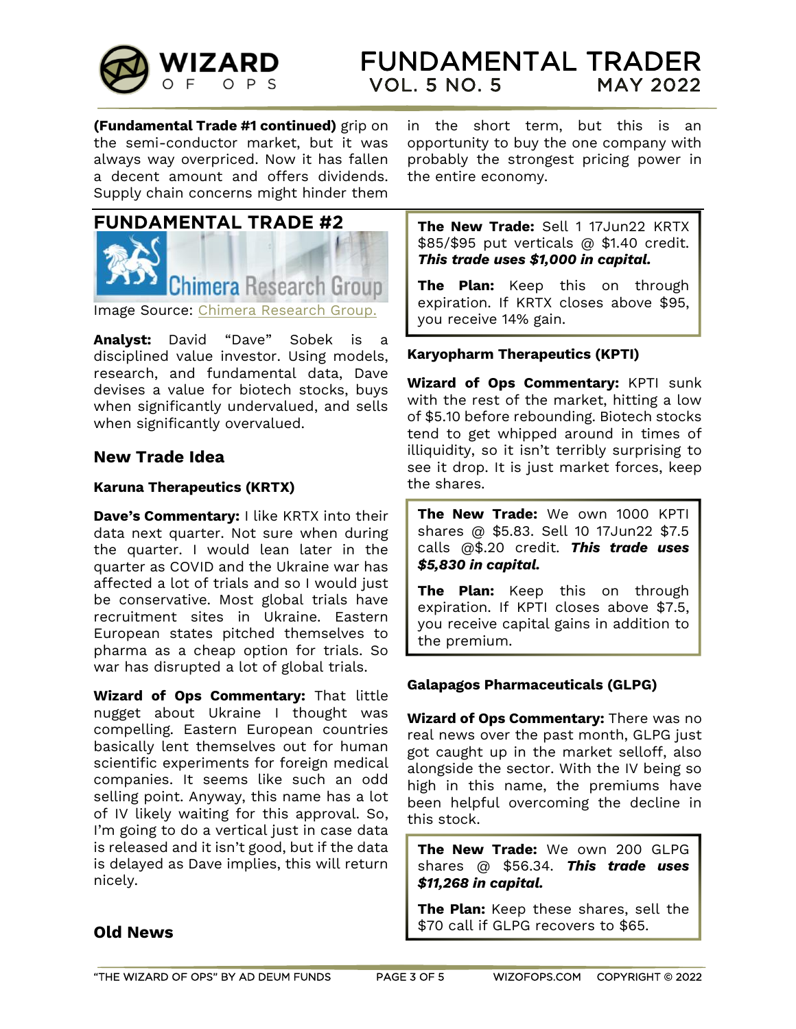**(Fundamental Trade #1 continued)** grip on the semi-conductor market, but it was always way overpriced. Now it has fallen a decent amount and offers dividends. Supply chain concerns might hinder them in the short term, but this is an opportunity to buy the one company with probably the strongest pricing power in the entire economy.

## FUNDAMENTAL TRADE #2

Image Source: Chimera Research Group.

**Analyst:** David "Dave" Sobek is a disciplined value investor. Using models, research, and fundamental data, Dave devises a value for biotech stocks, buys when significantly undervalued, and sells when significantly overvalued.

### New Trade Idea

#### Karuna Therapeutics (KRTX)

**Dave's Commentary:** I like KRTX into their data next quarter. Not sure when during the quarter. I would lean later in the quarter as COVID and the Ukraine war has affected a lot of trials and so I would just be conservative. Most global trials have recruitment sites in Ukraine. Eastern European states pitched themselves to pharma as a cheap option for trials. So war has disrupted a lot of global trials.

**Wizard of Ops Commentary:** That little nugget about Ukraine I thought was compelling. Eastern European countries basically lent themselves out for human scientific experiments for foreign medical companies. It seems like such an odd selling point. Anyway, this name has a lot of IV likely waiting for this approval. So, I'm going to do a vertical just in case data is released and it isn't good, but if the data is delayed as Dave implies, this will return nicely.

**The New Trade:** Sell 1 17Jun22 KRTX $85/$95 put verticals @ $1.40 credit. ***This trade uses $1,000 in capital.***

**The Plan:** Keep this on through expiration. If KRTX closes above $95, you receive 14% gain.

### Old News

#### Karyopharm Therapeutics (KPTI)

**Wizard of Ops Commentary:** KPTI sunk with the rest of the market, hitting a low of $5.10 before rebounding. Biotech stocks tend to get whipped around in times of illiquidity, so it isn't terribly surprising to see it drop. It is just market forces, keep the shares.

**The New Trade:** We own 1000 KPTI shares @ $5.83. Sell 10 17Jun22 $7.5 calls @$.20 credit. ***This trade uses $5,830 in capital.***

**The Plan:** Keep this on through expiration. If KPTI closes above $7.5, you receive capital gains in addition to the premium.

#### Galapagos Pharmaceuticals (GLPG)

**Wizard of Ops Commentary:** There was no real news over the past month, GLPG just got caught up in the market selloff, also alongside the sector. With the IV being so high in this name, the premiums have been helpful overcoming the decline in this stock.

**The New Trade:** We own 200 GLPG shares @ $56.34. ***This trade uses $11,268 in capital.***

**The Plan:** Keep these shares, sell the $70 call if GLPG recovers to $65.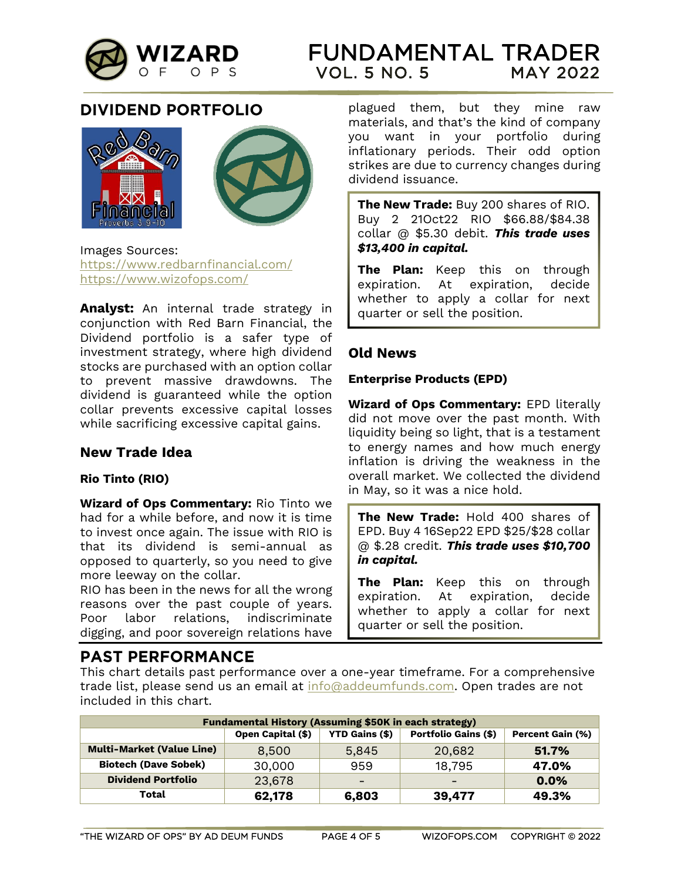## DIVIDEND PORTFOLIO

Images Sources:
https://www.redbarnfinancial.com/
https://www.wizofops.com/

**Analyst:** An internal trade strategy in conjunction with Red Barn Financial, the Dividend portfolio is a safer type of investment strategy, where high dividend stocks are purchased with an option collar to prevent massive drawdowns. The dividend is guaranteed while the option collar prevents excessive capital losses while sacrificing excessive capital gains.

### New Trade Idea

**Rio Tinto (RIO)**

**Wizard of Ops Commentary:** Rio Tinto we had for a while before, and now it is time to invest once again. The issue with RIO is that its dividend is semi-annual as opposed to quarterly, so you need to give more leeway on the collar.

RIO has been in the news for all the wrong reasons over the past couple of years. Poor labor relations, indiscriminate digging, and poor sovereign relations have plagued them, but they mine raw materials, and that's the kind of company you want in your portfolio during inflationary periods. Their odd option strikes are due to currency changes during dividend issuance.

**The New Trade:** Buy 200 shares of RIO. Buy 2 21Oct22 RIO $66.88/$84.38 collar @ $5.30 debit. ***This trade uses $13,400 in capital.***

**The Plan:** Keep this on through expiration. At expiration, decide whether to apply a collar for next quarter or sell the position.

### Old News

**Enterprise Products (EPD)**

**Wizard of Ops Commentary:** EPD literally did not move over the past month. With liquidity being so light, that is a testament to energy names and how much energy inflation is driving the weakness in the overall market. We collected the dividend in May, so it was a nice hold.

**The New Trade:** Hold 400 shares of EPD. Buy 4 16Sep22 EPD $25/$28 collar @ $.28 credit. ***This trade uses $10,700 in capital.***

**The Plan:** Keep this on through expiration. At expiration, decide whether to apply a collar for next quarter or sell the position.

## PAST PERFORMANCE

This chart details past performance over a one-year timeframe. For a comprehensive trade list, please send us an email at info@addeumfunds.com. Open trades are not included in this chart.

| Fundamental History (Assuming $50K in each strategy) | | | | |
|---|---|---|---|---|
| | **Open Capital ($)** | **YTD Gains ($)** | **Portfolio Gains ($)** | **Percent Gain (%)** |
| **Multi-Market (Value Line)** | 8,500 | 5,845 | 20,682 | **51.7%** |
| **Biotech (Dave Sobek)** | 30,000 | 959 | 18,795 | **47.0%** |
| **Dividend Portfolio** | 23,678 | - | - | **0.0%** |
| **Total** | **62,178** | **6,803** | **39,477** | **49.3%** |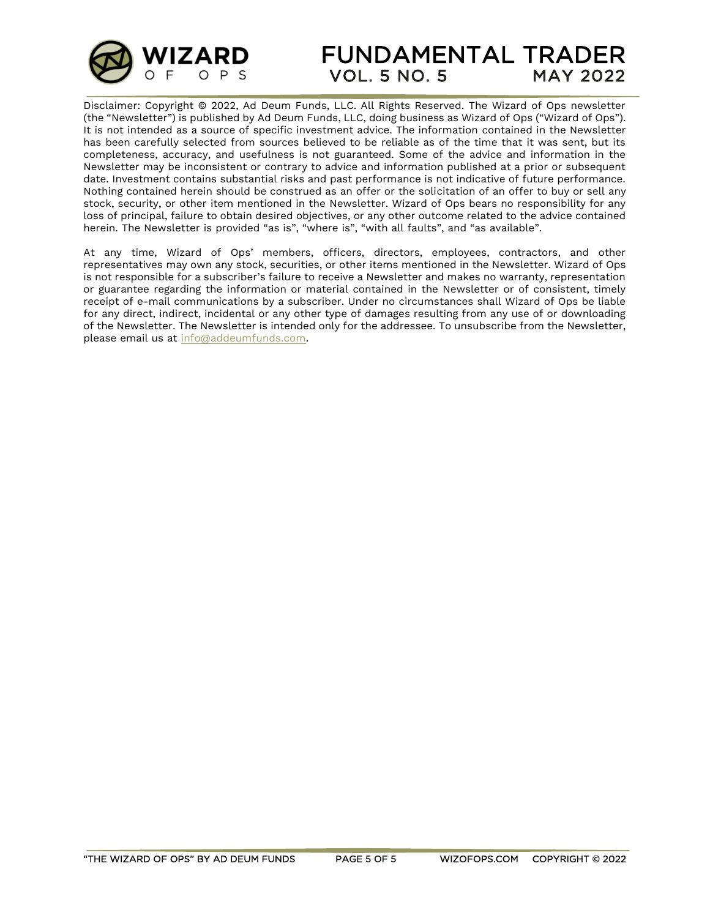Disclaimer: Copyright © 2022, Ad Deum Funds, LLC. All Rights Reserved. The Wizard of Ops newsletter (the "Newsletter") is published by Ad Deum Funds, LLC, doing business as Wizard of Ops ("Wizard of Ops"). It is not intended as a source of specific investment advice. The information contained in the Newsletter has been carefully selected from sources believed to be reliable as of the time that it was sent, but its completeness, accuracy, and usefulness is not guaranteed. Some of the advice and information in the Newsletter may be inconsistent or contrary to advice and information published at a prior or subsequent date. Investment contains substantial risks and past performance is not indicative of future performance. Nothing contained herein should be construed as an offer or the solicitation of an offer to buy or sell any stock, security, or other item mentioned in the Newsletter. Wizard of Ops bears no responsibility for any loss of principal, failure to obtain desired objectives, or any other outcome related to the advice contained herein. The Newsletter is provided "as is", "where is", "with all faults", and "as available".

At any time, Wizard of Ops' members, officers, directors, employees, contractors, and other representatives may own any stock, securities, or other items mentioned in the Newsletter. Wizard of Ops is not responsible for a subscriber's failure to receive a Newsletter and makes no warranty, representation or guarantee regarding the information or material contained in the Newsletter or of consistent, timely receipt of e-mail communications by a subscriber. Under no circumstances shall Wizard of Ops be liable for any direct, indirect, incidental or any other type of damages resulting from any use of or downloading of the Newsletter. The Newsletter is intended only for the addressee. To unsubscribe from the Newsletter, please email us at info@addeumfunds.com.